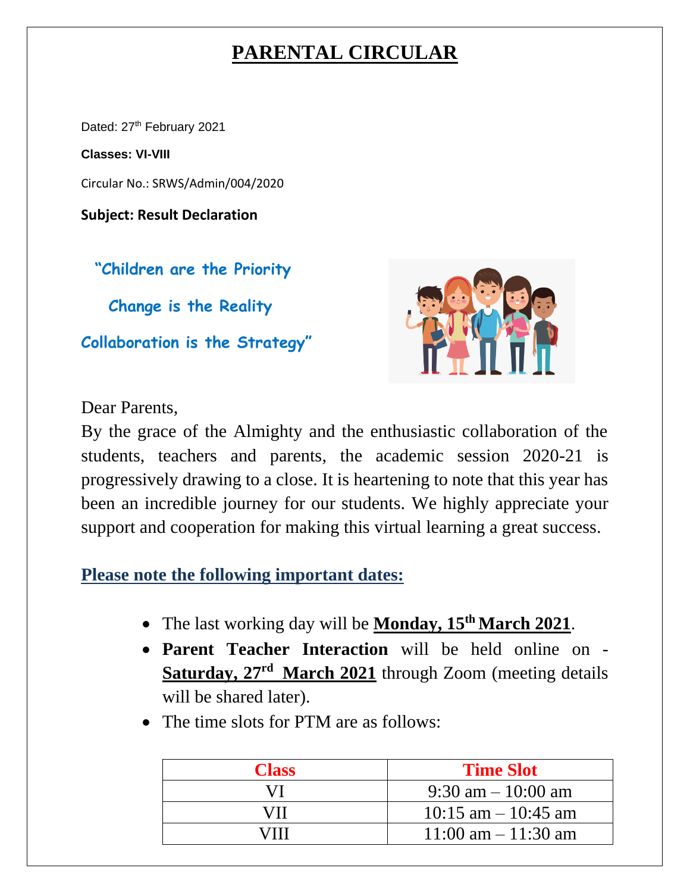# PARENTAL CIRCULAR

Dated: 27th February 2021

**Classes: VI-VIII**

Circular No.: SRWS/Admin/004/2020

**Subject: Result Declaration**

"Children are the Priority

Change is the Reality

Collaboration is the Strategy"

Dear Parents,

By the grace of the Almighty and the enthusiastic collaboration of the students, teachers and parents, the academic session 2020-21 is progressively drawing to a close. It is heartening to note that this year has been an incredible journey for our students. We highly appreciate your support and cooperation for making this virtual learning a great success.

## Please note the following important dates:

- The last working day will be **Monday, 15th March 2021**.
- **Parent Teacher Interaction** will be held online on - **Saturday, 27rd March 2021** through Zoom (meeting details will be shared later).
- The time slots for PTM are as follows:

| Class | Time Slot |
|---|---|
| VI | 9:30 am – 10:00 am |
| VII | 10:15 am – 10:45 am |
| VIII | 11:00 am – 11:30 am |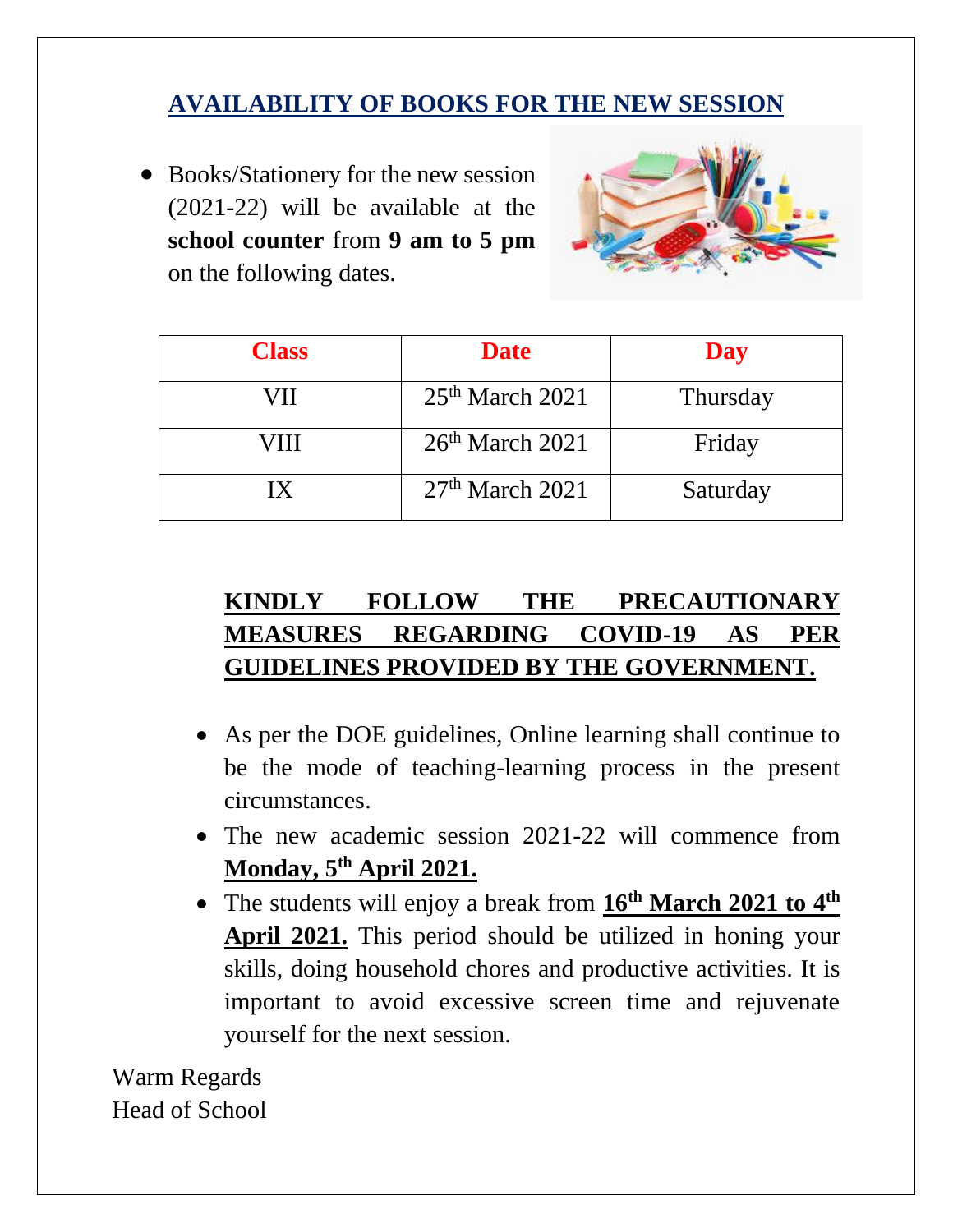## AVAILABILITY OF BOOKS FOR THE NEW SESSION

- Books/Stationery for the new session (2021-22) will be available at the **school counter** from **9 am to 5 pm** on the following dates.

| Class | Date | Day |
| --- | --- | --- |
| VII | 25th March 2021 | Thursday |
| VIII | 26th March 2021 | Friday |
| IX | 27th March 2021 | Saturday |

**KINDLY FOLLOW THE PRECAUTIONARY MEASURES REGARDING COVID-19 AS PER GUIDELINES PROVIDED BY THE GOVERNMENT.**

- As per the DOE guidelines, Online learning shall continue to be the mode of teaching-learning process in the present circumstances.
- The new academic session 2021-22 will commence from **Monday, 5th April 2021.**
- The students will enjoy a break from **16th March 2021 to 4th April 2021.** This period should be utilized in honing your skills, doing household chores and productive activities. It is important to avoid excessive screen time and rejuvenate yourself for the next session.

Warm Regards
Head of School